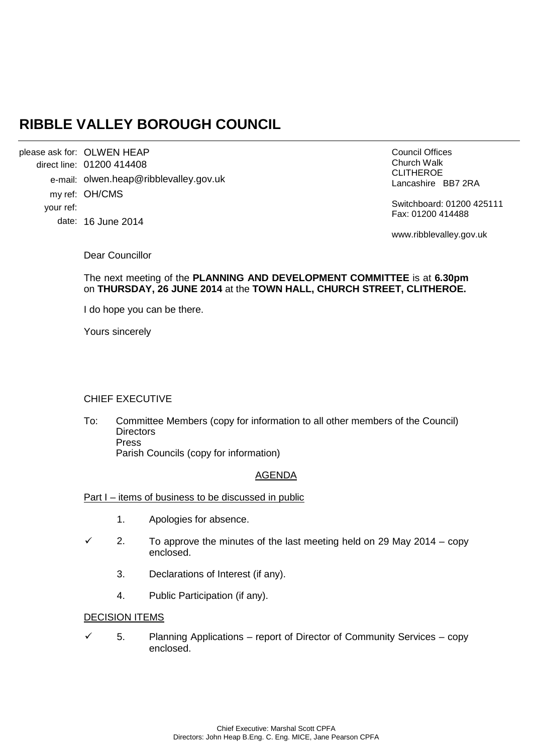# RIBBLE VALLEY BOROUGH COUNCIL

please ask for: OLWEN HEAP
direct line: 01200 414408
e-mail: olwen.heap@ribblevalley.gov.uk
my ref: OH/CMS
your ref:
date: 16 June 2014

Council Offices
Church Walk
CLITHEROE
Lancashire BB7 2RA

Switchboard: 01200 425111
Fax: 01200 414488

www.ribblevalley.gov.uk

Dear Councillor

The next meeting of the **PLANNING AND DEVELOPMENT COMMITTEE** is at **6.30pm** on **THURSDAY, 26 JUNE 2014** at the **TOWN HALL, CHURCH STREET, CLITHEROE.**

I do hope you can be there.

Yours sincerely

CHIEF EXECUTIVE

To: Committee Members (copy for information to all other members of the Council)
Directors
Press
Parish Councils (copy for information)

AGENDA

Part I – items of business to be discussed in public

1. Apologies for absence.

✓ 2. To approve the minutes of the last meeting held on 29 May 2014 – copy enclosed.

3. Declarations of Interest (if any).

4. Public Participation (if any).

DECISION ITEMS

✓ 5. Planning Applications – report of Director of Community Services – copy enclosed.

Chief Executive: Marshal Scott CPFA
Directors: John Heap B.Eng. C. Eng. MICE, Jane Pearson CPFA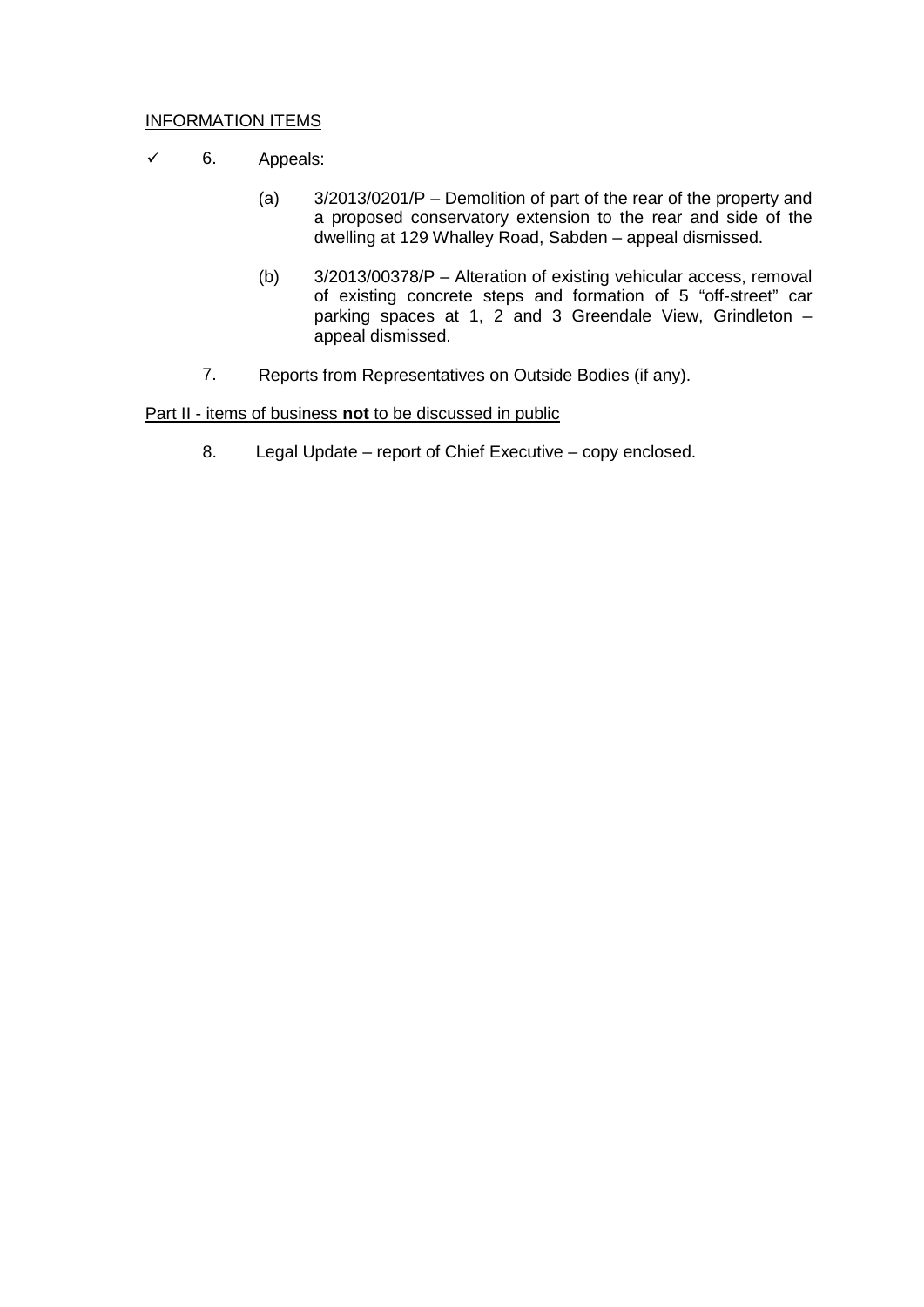INFORMATION ITEMS

✓ 6. Appeals:

   (a) 3/2013/0201/P – Demolition of part of the rear of the property and a proposed conservatory extension to the rear and side of the dwelling at 129 Whalley Road, Sabden – appeal dismissed.

   (b) 3/2013/00378/P – Alteration of existing vehicular access, removal of existing concrete steps and formation of 5 "off-street" car parking spaces at 1, 2 and 3 Greendale View, Grindleton – appeal dismissed.

7. Reports from Representatives on Outside Bodies (if any).

Part II - items of business **not** to be discussed in public

8. Legal Update – report of Chief Executive – copy enclosed.